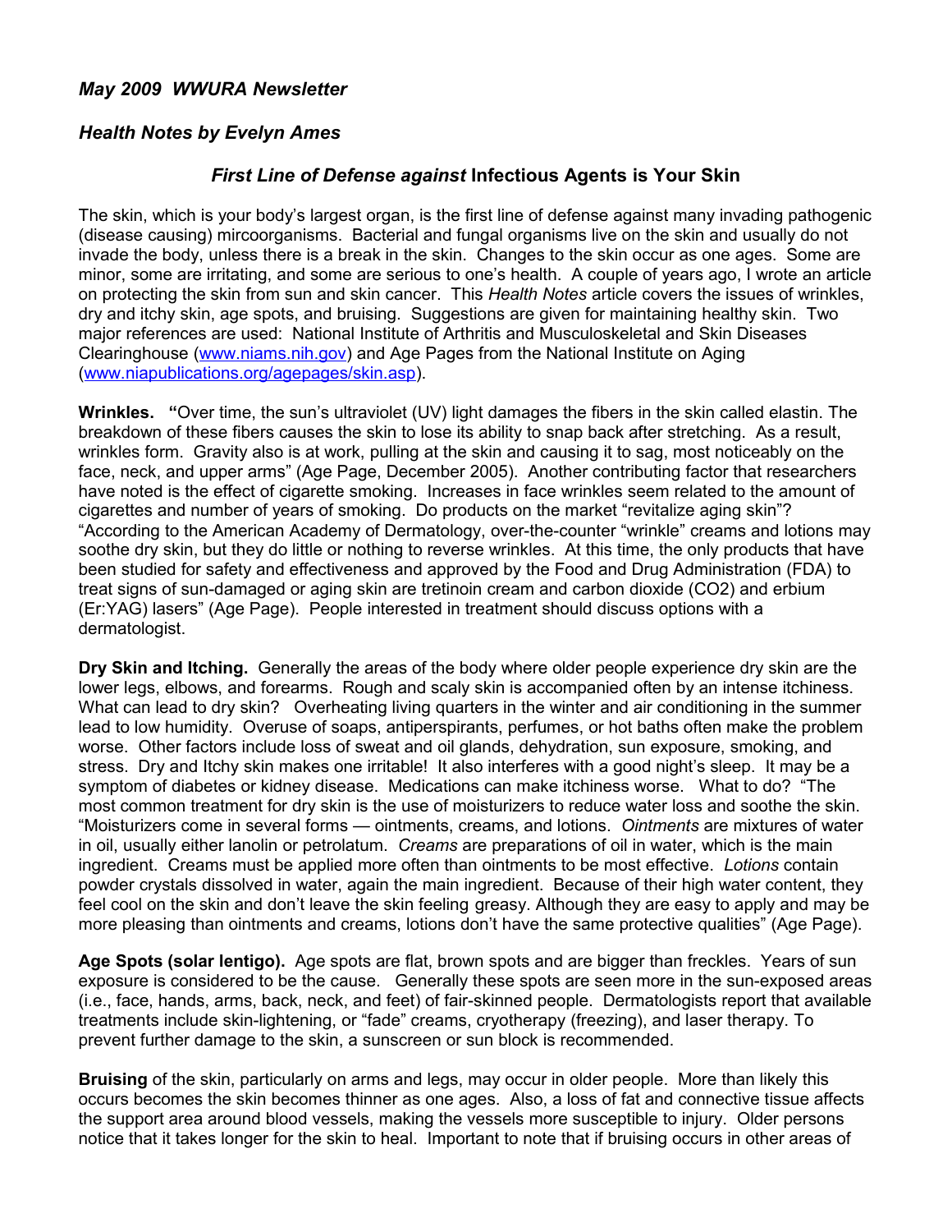### *May 2009 WWURA Newsletter*

### *Health Notes by Evelyn Ames*

## *First Line of Defense against* Infectious Agents is Your Skin

The skin, which is your body's largest organ, is the first line of defense against many invading pathogenic (disease causing) mircoorganisms. Bacterial and fungal organisms live on the skin and usually do not invade the body, unless there is a break in the skin. Changes to the skin occur as one ages. Some are minor, some are irritating, and some are serious to one's health. A couple of years ago, I wrote an article on protecting the skin from sun and skin cancer. This *Health Notes* article covers the issues of wrinkles, dry and itchy skin, age spots, and bruising. Suggestions are given for maintaining healthy skin. Two major references are used: National Institute of Arthritis and Musculoskeletal and Skin Diseases Clearinghouse ([www.niams.nih.gov](www.niams.nih.gov)) and Age Pages from the National Institute on Aging ([www.niapublications.org/agepages/skin.asp](www.niapublications.org/agepages/skin.asp)).

**Wrinkles. "**Over time, the sun's ultraviolet (UV) light damages the fibers in the skin called elastin. The breakdown of these fibers causes the skin to lose its ability to snap back after stretching. As a result, wrinkles form. Gravity also is at work, pulling at the skin and causing it to sag, most noticeably on the face, neck, and upper arms" (Age Page, December 2005). Another contributing factor that researchers have noted is the effect of cigarette smoking. Increases in face wrinkles seem related to the amount of cigarettes and number of years of smoking. Do products on the market "revitalize aging skin"? "According to the American Academy of Dermatology, over-the-counter "wrinkle" creams and lotions may soothe dry skin, but they do little or nothing to reverse wrinkles. At this time, the only products that have been studied for safety and effectiveness and approved by the Food and Drug Administration (FDA) to treat signs of sun-damaged or aging skin are tretinoin cream and carbon dioxide ($CO_2$) and erbium (Er:YAG) lasers" (Age Page). People interested in treatment should discuss options with a dermatologist.

**Dry Skin and Itching.** Generally the areas of the body where older people experience dry skin are the lower legs, elbows, and forearms. Rough and scaly skin is accompanied often by an intense itchiness. What can lead to dry skin? Overheating living quarters in the winter and air conditioning in the summer lead to low humidity. Overuse of soaps, antiperspirants, perfumes, or hot baths often make the problem worse. Other factors include loss of sweat and oil glands, dehydration, sun exposure, smoking, and stress. Dry and Itchy skin makes one irritable! It also interferes with a good night's sleep. It may be a symptom of diabetes or kidney disease. Medications can make itchiness worse. What to do? "The most common treatment for dry skin is the use of moisturizers to reduce water loss and soothe the skin. "Moisturizers come in several forms — ointments, creams, and lotions. *Ointments* are mixtures of water in oil, usually either lanolin or petrolatum. *Creams* are preparations of oil in water, which is the main ingredient. Creams must be applied more often than ointments to be most effective. *Lotions* contain powder crystals dissolved in water, again the main ingredient. Because of their high water content, they feel cool on the skin and don't leave the skin feeling greasy. Although they are easy to apply and may be more pleasing than ointments and creams, lotions don't have the same protective qualities" (Age Page).

**Age Spots (solar lentigo).** Age spots are flat, brown spots and are bigger than freckles. Years of sun exposure is considered to be the cause. Generally these spots are seen more in the sun-exposed areas (i.e., face, hands, arms, back, neck, and feet) of fair-skinned people. Dermatologists report that available treatments include skin-lightening, or "fade" creams, cryotherapy (freezing), and laser therapy. To prevent further damage to the skin, a sunscreen or sun block is recommended.

**Bruising** of the skin, particularly on arms and legs, may occur in older people. More than likely this occurs becomes the skin becomes thinner as one ages. Also, a loss of fat and connective tissue affects the support area around blood vessels, making the vessels more susceptible to injury. Older persons notice that it takes longer for the skin to heal. Important to note that if bruising occurs in other areas of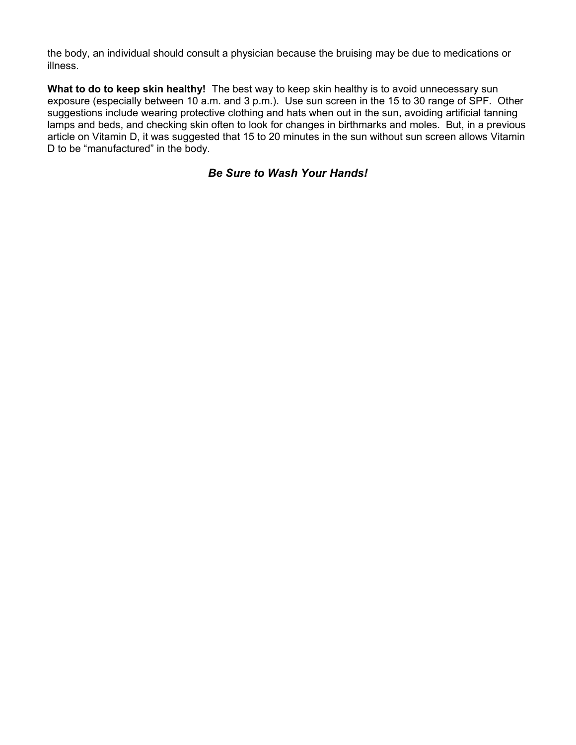the body, an individual should consult a physician because the bruising may be due to medications or illness.

**What to do to keep skin healthy!** The best way to keep skin healthy is to avoid unnecessary sun exposure (especially between 10 a.m. and 3 p.m.). Use sun screen in the 15 to 30 range of SPF. Other suggestions include wearing protective clothing and hats when out in the sun, avoiding artificial tanning lamps and beds, and checking skin often to look for changes in birthmarks and moles. But, in a previous article on Vitamin D, it was suggested that 15 to 20 minutes in the sun without sun screen allows Vitamin D to be "manufactured" in the body.

***Be Sure to Wash Your Hands!***